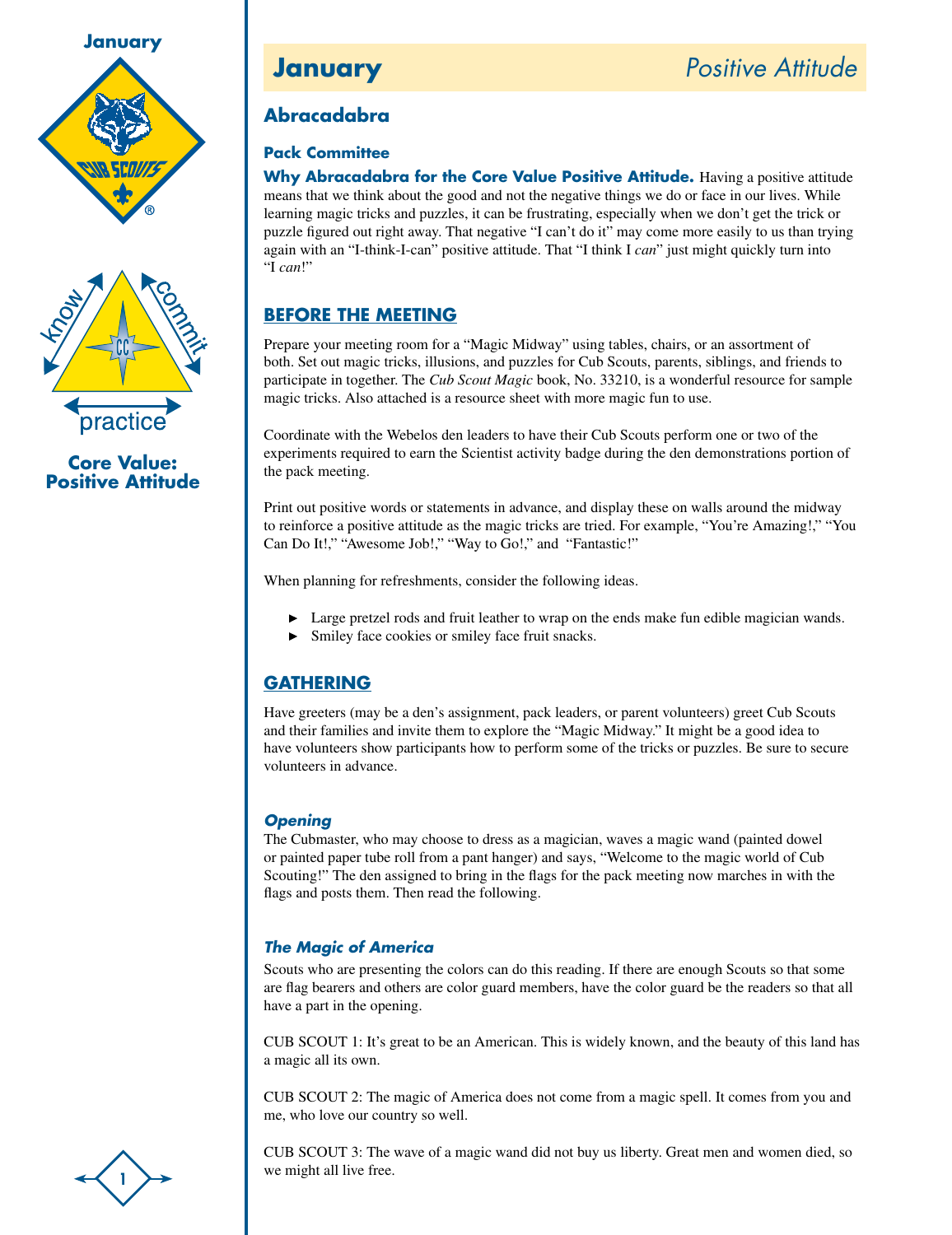# January — Positive Attitude

## Abracadabra

### Pack Committee

**Why Abracadabra for the Core Value Positive Attitude.** Having a positive attitude means that we think about the good and not the negative things we do or face in our lives. While learning magic tricks and puzzles, it can be frustrating, especially when we don't get the trick or puzzle figured out right away. That negative "I can't do it" may come more easily to us than trying again with an "I-think-I-can" positive attitude. That "I think I *can*" just might quickly turn into "I *can*!"

**Core Value: Positive Attitude**

## BEFORE THE MEETING

Prepare your meeting room for a "Magic Midway" using tables, chairs, or an assortment of both. Set out magic tricks, illusions, and puzzles for Cub Scouts, parents, siblings, and friends to participate in together. The *Cub Scout Magic* book, No. 33210, is a wonderful resource for sample magic tricks. Also attached is a resource sheet with more magic fun to use.

Coordinate with the Webelos den leaders to have their Cub Scouts perform one or two of the experiments required to earn the Scientist activity badge during the den demonstrations portion of the pack meeting.

Print out positive words or statements in advance, and display these on walls around the midway to reinforce a positive attitude as the magic tricks are tried. For example, "You're Amazing!," "You Can Do It!," "Awesome Job!," "Way to Go!," and "Fantastic!"

When planning for refreshments, consider the following ideas.

- Large pretzel rods and fruit leather to wrap on the ends make fun edible magician wands.
- Smiley face cookies or smiley face fruit snacks.

## GATHERING

Have greeters (may be a den's assignment, pack leaders, or parent volunteers) greet Cub Scouts and their families and invite them to explore the "Magic Midway." It might be a good idea to have volunteers show participants how to perform some of the tricks or puzzles. Be sure to secure volunteers in advance.

### *Opening*

The Cubmaster, who may choose to dress as a magician, waves a magic wand (painted dowel or painted paper tube roll from a pant hanger) and says, "Welcome to the magic world of Cub Scouting!" The den assigned to bring in the flags for the pack meeting now marches in with the flags and posts them. Then read the following.

### *The Magic of America*

Scouts who are presenting the colors can do this reading. If there are enough Scouts so that some are flag bearers and others are color guard members, have the color guard be the readers so that all have a part in the opening.

CUB SCOUT 1: It's great to be an American. This is widely known, and the beauty of this land has a magic all its own.

CUB SCOUT 2: The magic of America does not come from a magic spell. It comes from you and me, who love our country so well.

CUB SCOUT 3: The wave of a magic wand did not buy us liberty. Great men and women died, so we might all live free.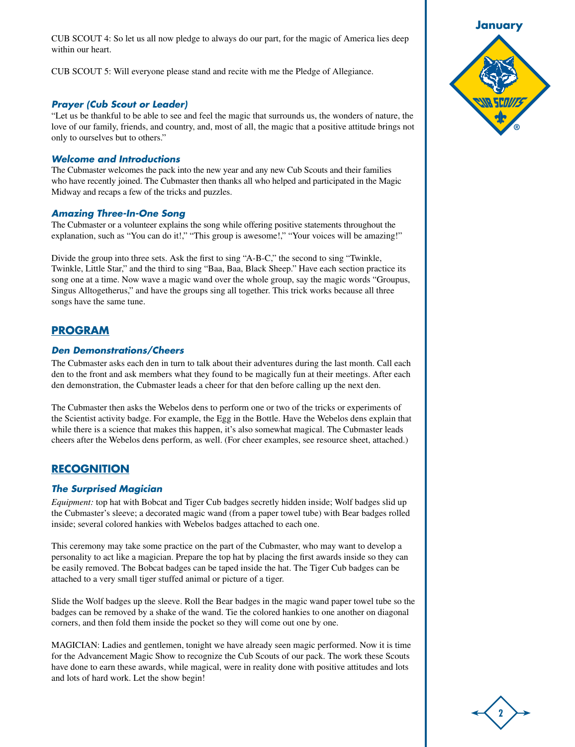CUB SCOUT 4: So let us all now pledge to always do our part, for the magic of America lies deep within our heart.

CUB SCOUT 5: Will everyone please stand and recite with me the Pledge of Allegiance.

### *Prayer (Cub Scout or Leader)*

"Let us be thankful to be able to see and feel the magic that surrounds us, the wonders of nature, the love of our family, friends, and country, and, most of all, the magic that a positive attitude brings not only to ourselves but to others."

### *Welcome and Introductions*

The Cubmaster welcomes the pack into the new year and any new Cub Scouts and their families who have recently joined. The Cubmaster then thanks all who helped and participated in the Magic Midway and recaps a few of the tricks and puzzles.

### *Amazing Three-In-One Song*

The Cubmaster or a volunteer explains the song while offering positive statements throughout the explanation, such as "You can do it!," "This group is awesome!," "Your voices will be amazing!"

Divide the group into three sets. Ask the first to sing "A-B-C," the second to sing "Twinkle, Twinkle, Little Star," and the third to sing "Baa, Baa, Black Sheep." Have each section practice its song one at a time. Now wave a magic wand over the whole group, say the magic words "Groupus, Singus Alltogetherus," and have the groups sing all together. This trick works because all three songs have the same tune.

## PROGRAM

### *Den Demonstrations/Cheers*

The Cubmaster asks each den in turn to talk about their adventures during the last month. Call each den to the front and ask members what they found to be magically fun at their meetings. After each den demonstration, the Cubmaster leads a cheer for that den before calling up the next den.

The Cubmaster then asks the Webelos dens to perform one or two of the tricks or experiments of the Scientist activity badge. For example, the Egg in the Bottle. Have the Webelos dens explain that while there is a science that makes this happen, it's also somewhat magical. The Cubmaster leads cheers after the Webelos dens perform, as well. (For cheer examples, see resource sheet, attached.)

## RECOGNITION

### *The Surprised Magician*

*Equipment:* top hat with Bobcat and Tiger Cub badges secretly hidden inside; Wolf badges slid up the Cubmaster's sleeve; a decorated magic wand (from a paper towel tube) with Bear badges rolled inside; several colored hankies with Webelos badges attached to each one.

This ceremony may take some practice on the part of the Cubmaster, who may want to develop a personality to act like a magician. Prepare the top hat by placing the first awards inside so they can be easily removed. The Bobcat badges can be taped inside the hat. The Tiger Cub badges can be attached to a very small tiger stuffed animal or picture of a tiger.

Slide the Wolf badges up the sleeve. Roll the Bear badges in the magic wand paper towel tube so the badges can be removed by a shake of the wand. Tie the colored hankies to one another on diagonal corners, and then fold them inside the pocket so they will come out one by one.

MAGICIAN: Ladies and gentlemen, tonight we have already seen magic performed. Now it is time for the Advancement Magic Show to recognize the Cub Scouts of our pack. The work these Scouts have done to earn these awards, while magical, were in reality done with positive attitudes and lots and lots of hard work. Let the show begin!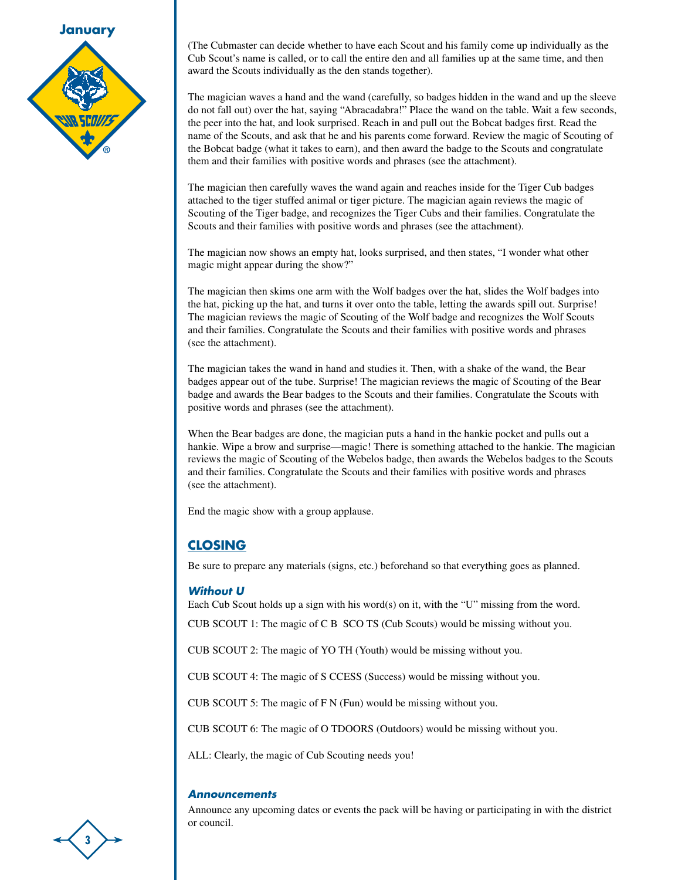(The Cubmaster can decide whether to have each Scout and his family come up individually as the Cub Scout's name is called, or to call the entire den and all families up at the same time, and then award the Scouts individually as the den stands together).

The magician waves a hand and the wand (carefully, so badges hidden in the wand and up the sleeve do not fall out) over the hat, saying "Abracadabra!" Place the wand on the table. Wait a few seconds, the peer into the hat, and look surprised. Reach in and pull out the Bobcat badges first. Read the name of the Scouts, and ask that he and his parents come forward. Review the magic of Scouting of the Bobcat badge (what it takes to earn), and then award the badge to the Scouts and congratulate them and their families with positive words and phrases (see the attachment).

The magician then carefully waves the wand again and reaches inside for the Tiger Cub badges attached to the tiger stuffed animal or tiger picture. The magician again reviews the magic of Scouting of the Tiger badge, and recognizes the Tiger Cubs and their families. Congratulate the Scouts and their families with positive words and phrases (see the attachment).

The magician now shows an empty hat, looks surprised, and then states, "I wonder what other magic might appear during the show?"

The magician then skims one arm with the Wolf badges over the hat, slides the Wolf badges into the hat, picking up the hat, and turns it over onto the table, letting the awards spill out. Surprise! The magician reviews the magic of Scouting of the Wolf badge and recognizes the Wolf Scouts and their families. Congratulate the Scouts and their families with positive words and phrases (see the attachment).

The magician takes the wand in hand and studies it. Then, with a shake of the wand, the Bear badges appear out of the tube. Surprise! The magician reviews the magic of Scouting of the Bear badge and awards the Bear badges to the Scouts and their families. Congratulate the Scouts with positive words and phrases (see the attachment).

When the Bear badges are done, the magician puts a hand in the hankie pocket and pulls out a hankie. Wipe a brow and surprise—magic! There is something attached to the hankie. The magician reviews the magic of Scouting of the Webelos badge, then awards the Webelos badges to the Scouts and their families. Congratulate the Scouts and their families with positive words and phrases (see the attachment).

End the magic show with a group applause.

## CLOSING

Be sure to prepare any materials (signs, etc.) beforehand so that everything goes as planned.

### *Without U*

Each Cub Scout holds up a sign with his word(s) on it, with the "U" missing from the word.

CUB SCOUT 1: The magic of C B  SCO TS (Cub Scouts) would be missing without you.

CUB SCOUT 2: The magic of YO TH (Youth) would be missing without you.

CUB SCOUT 4: The magic of S CCESS (Success) would be missing without you.

CUB SCOUT 5: The magic of F N (Fun) would be missing without you.

CUB SCOUT 6: The magic of O TDOORS (Outdoors) would be missing without you.

ALL: Clearly, the magic of Cub Scouting needs you!

### *Announcements*

Announce any upcoming dates or events the pack will be having or participating in with the district or council.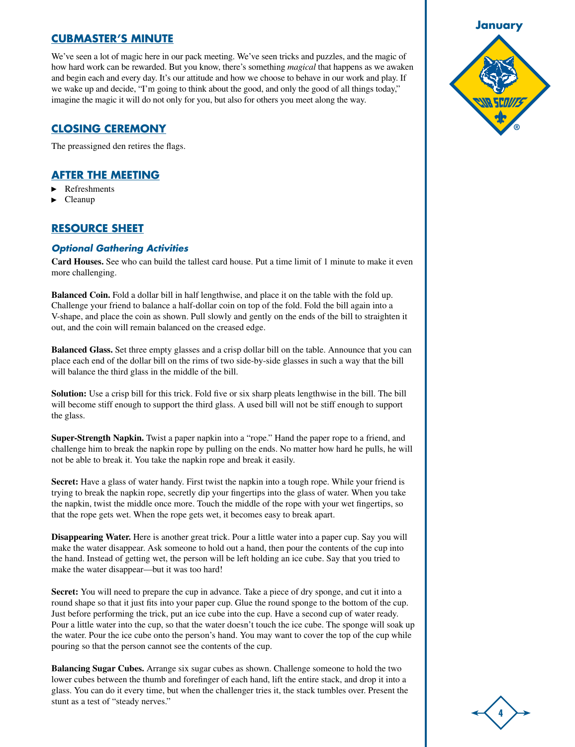## CUBMASTER'S MINUTE

We've seen a lot of magic here in our pack meeting. We've seen tricks and puzzles, and the magic of how hard work can be rewarded. But you know, there's something *magical* that happens as we awaken and begin each and every day. It's our attitude and how we choose to behave in our work and play. If we wake up and decide, "I'm going to think about the good, and only the good of all things today," imagine the magic it will do not only for you, but also for others you meet along the way.

## CLOSING CEREMONY

The preassigned den retires the flags.

## AFTER THE MEETING

- Refreshments
- Cleanup

## RESOURCE SHEET

### *Optional Gathering Activities*

**Card Houses.** See who can build the tallest card house. Put a time limit of 1 minute to make it even more challenging.

**Balanced Coin.** Fold a dollar bill in half lengthwise, and place it on the table with the fold up. Challenge your friend to balance a half-dollar coin on top of the fold. Fold the bill again into a V-shape, and place the coin as shown. Pull slowly and gently on the ends of the bill to straighten it out, and the coin will remain balanced on the creased edge.

**Balanced Glass.** Set three empty glasses and a crisp dollar bill on the table. Announce that you can place each end of the dollar bill on the rims of two side-by-side glasses in such a way that the bill will balance the third glass in the middle of the bill.

**Solution:** Use a crisp bill for this trick. Fold five or six sharp pleats lengthwise in the bill. The bill will become stiff enough to support the third glass. A used bill will not be stiff enough to support the glass.

**Super-Strength Napkin.** Twist a paper napkin into a "rope." Hand the paper rope to a friend, and challenge him to break the napkin rope by pulling on the ends. No matter how hard he pulls, he will not be able to break it. You take the napkin rope and break it easily.

**Secret:** Have a glass of water handy. First twist the napkin into a tough rope. While your friend is trying to break the napkin rope, secretly dip your fingertips into the glass of water. When you take the napkin, twist the middle once more. Touch the middle of the rope with your wet fingertips, so that the rope gets wet. When the rope gets wet, it becomes easy to break apart.

**Disappearing Water.** Here is another great trick. Pour a little water into a paper cup. Say you will make the water disappear. Ask someone to hold out a hand, then pour the contents of the cup into the hand. Instead of getting wet, the person will be left holding an ice cube. Say that you tried to make the water disappear—but it was too hard!

**Secret:** You will need to prepare the cup in advance. Take a piece of dry sponge, and cut it into a round shape so that it just fits into your paper cup. Glue the round sponge to the bottom of the cup. Just before performing the trick, put an ice cube into the cup. Have a second cup of water ready. Pour a little water into the cup, so that the water doesn't touch the ice cube. The sponge will soak up the water. Pour the ice cube onto the person's hand. You may want to cover the top of the cup while pouring so that the person cannot see the contents of the cup.

**Balancing Sugar Cubes.** Arrange six sugar cubes as shown. Challenge someone to hold the two lower cubes between the thumb and forefinger of each hand, lift the entire stack, and drop it into a glass. You can do it every time, but when the challenger tries it, the stack tumbles over. Present the stunt as a test of "steady nerves."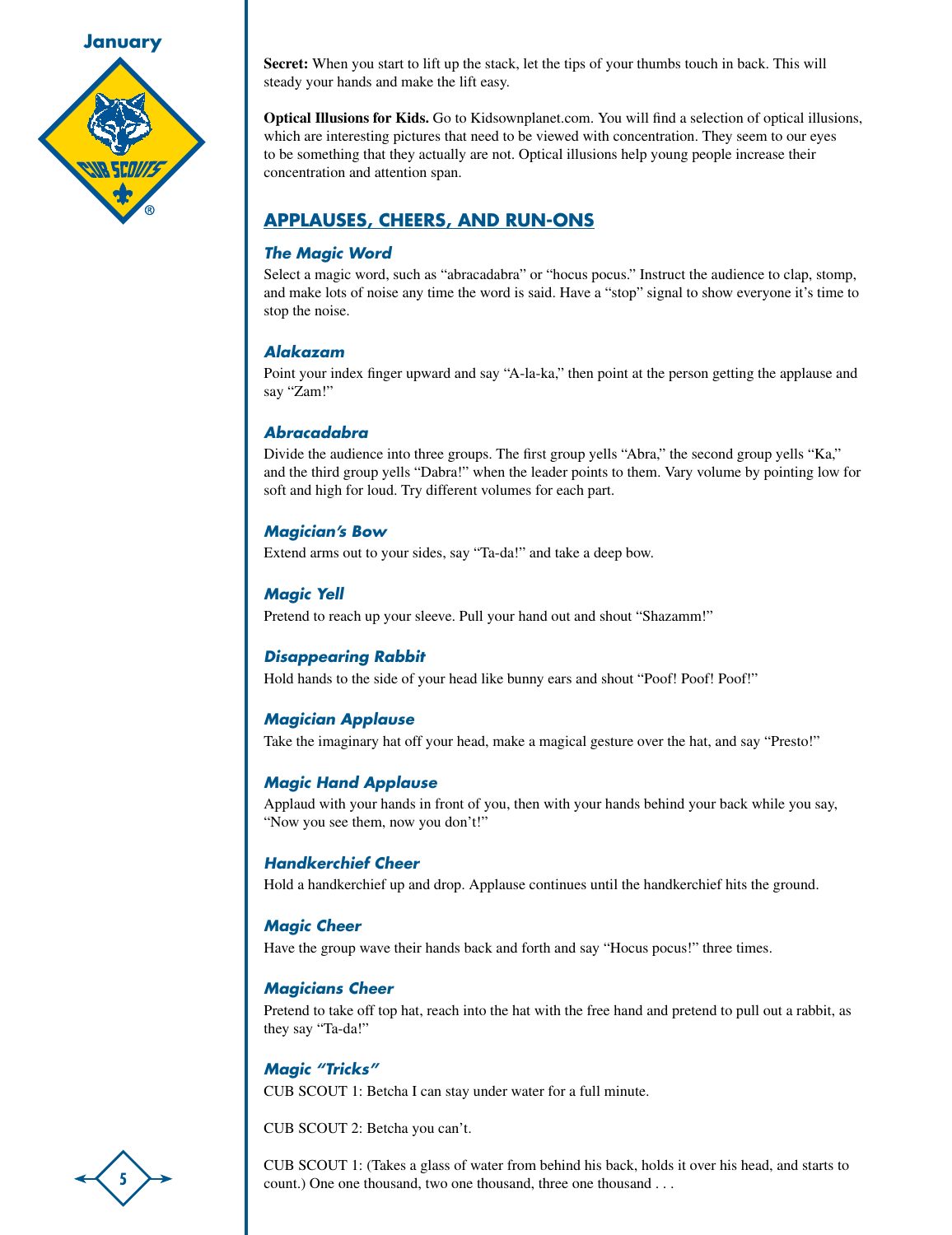**Secret:** When you start to lift up the stack, let the tips of your thumbs touch in back. This will steady your hands and make the lift easy.

**Optical Illusions for Kids.** Go to Kidsownplanet.com. You will find a selection of optical illusions, which are interesting pictures that need to be viewed with concentration. They seem to our eyes to be something that they actually are not. Optical illusions help young people increase their concentration and attention span.

## APPLAUSES, CHEERS, AND RUN-ONS

### *The Magic Word*

Select a magic word, such as "abracadabra" or "hocus pocus." Instruct the audience to clap, stomp, and make lots of noise any time the word is said. Have a "stop" signal to show everyone it's time to stop the noise.

### *Alakazam*

Point your index finger upward and say "A-la-ka," then point at the person getting the applause and say "Zam!"

### *Abracadabra*

Divide the audience into three groups. The first group yells "Abra," the second group yells "Ka," and the third group yells "Dabra!" when the leader points to them. Vary volume by pointing low for soft and high for loud. Try different volumes for each part.

### *Magician's Bow*

Extend arms out to your sides, say "Ta-da!" and take a deep bow.

### *Magic Yell*

Pretend to reach up your sleeve. Pull your hand out and shout "Shazamm!"

### *Disappearing Rabbit*

Hold hands to the side of your head like bunny ears and shout "Poof! Poof! Poof!"

### *Magician Applause*

Take the imaginary hat off your head, make a magical gesture over the hat, and say "Presto!"

### *Magic Hand Applause*

Applaud with your hands in front of you, then with your hands behind your back while you say, "Now you see them, now you don't!"

### *Handkerchief Cheer*

Hold a handkerchief up and drop. Applause continues until the handkerchief hits the ground.

### *Magic Cheer*

Have the group wave their hands back and forth and say "Hocus pocus!" three times.

### *Magicians Cheer*

Pretend to take off top hat, reach into the hat with the free hand and pretend to pull out a rabbit, as they say "Ta-da!"

### *Magic "Tricks"*

CUB SCOUT 1: Betcha I can stay under water for a full minute.

CUB SCOUT 2: Betcha you can't.

CUB SCOUT 1: (Takes a glass of water from behind his back, holds it over his head, and starts to count.) One one thousand, two one thousand, three one thousand . . .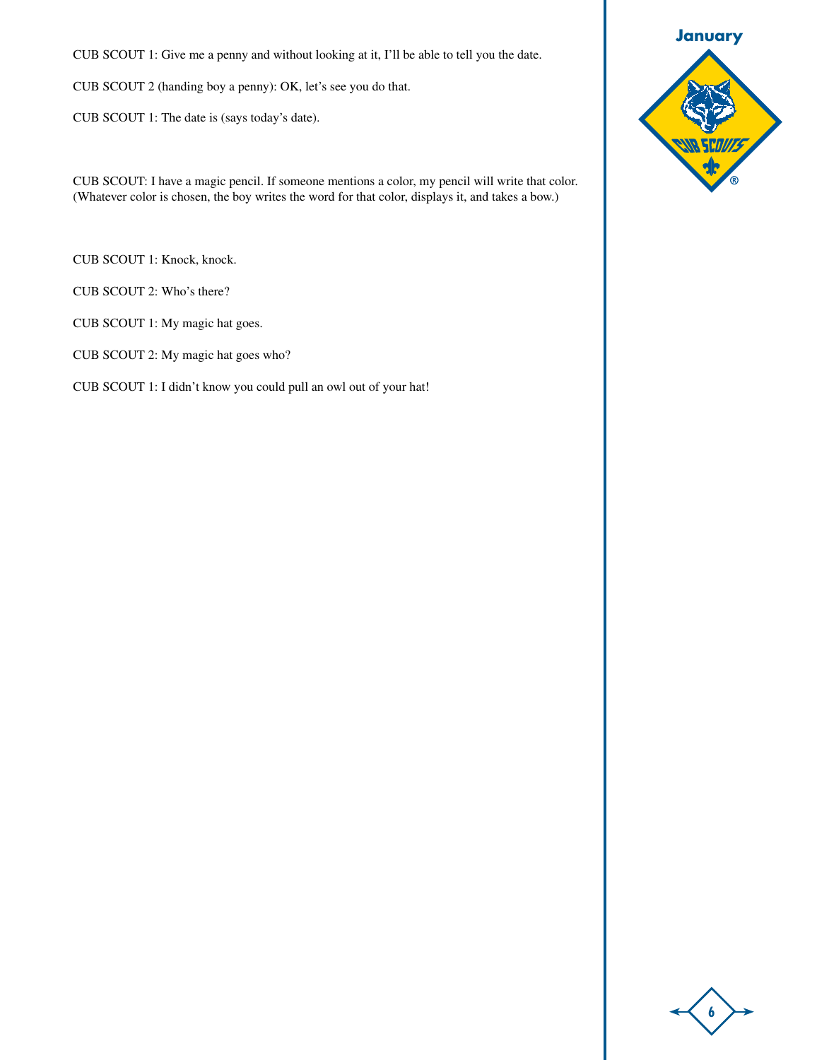CUB SCOUT 1: Give me a penny and without looking at it, I'll be able to tell you the date.

CUB SCOUT 2 (handing boy a penny): OK, let's see you do that.

CUB SCOUT 1: The date is (says today's date).

CUB SCOUT: I have a magic pencil. If someone mentions a color, my pencil will write that color. (Whatever color is chosen, the boy writes the word for that color, displays it, and takes a bow.)

CUB SCOUT 1: Knock, knock.

CUB SCOUT 2: Who's there?

CUB SCOUT 1: My magic hat goes.

CUB SCOUT 2: My magic hat goes who?

CUB SCOUT 1: I didn't know you could pull an owl out of your hat!